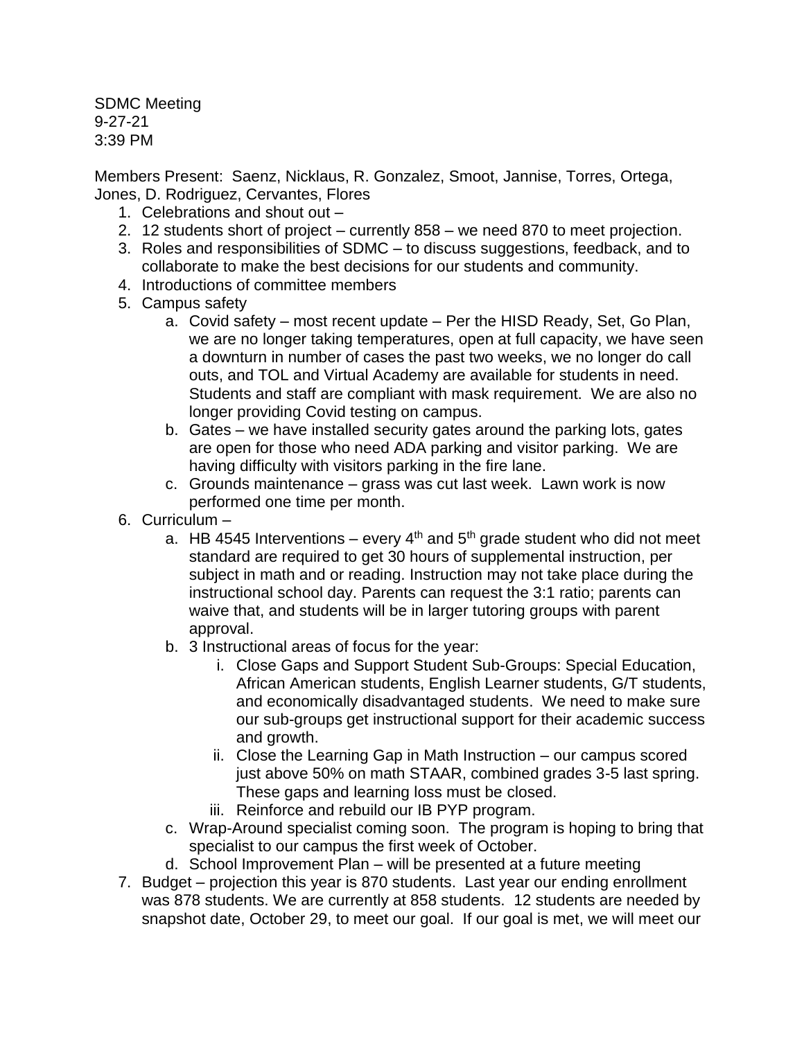SDMC Meeting
9-27-21
3:39 PM

Members Present: Saenz, Nicklaus, R. Gonzalez, Smoot, Jannise, Torres, Ortega, Jones, D. Rodriguez, Cervantes, Flores

1. Celebrations and shout out –
2. 12 students short of project – currently 858 – we need 870 to meet projection.
3. Roles and responsibilities of SDMC – to discuss suggestions, feedback, and to collaborate to make the best decisions for our students and community.
4. Introductions of committee members
5. Campus safety
   a. Covid safety – most recent update – Per the HISD Ready, Set, Go Plan, we are no longer taking temperatures, open at full capacity, we have seen a downturn in number of cases the past two weeks, we no longer do call outs, and TOL and Virtual Academy are available for students in need. Students and staff are compliant with mask requirement. We are also no longer providing Covid testing on campus.
   b. Gates – we have installed security gates around the parking lots, gates are open for those who need ADA parking and visitor parking. We are having difficulty with visitors parking in the fire lane.
   c. Grounds maintenance – grass was cut last week. Lawn work is now performed one time per month.
6. Curriculum –
   a. HB 4545 Interventions – every 4th and 5th grade student who did not meet standard are required to get 30 hours of supplemental instruction, per subject in math and or reading. Instruction may not take place during the instructional school day. Parents can request the 3:1 ratio; parents can waive that, and students will be in larger tutoring groups with parent approval.
   b. 3 Instructional areas of focus for the year:
      i. Close Gaps and Support Student Sub-Groups: Special Education, African American students, English Learner students, G/T students, and economically disadvantaged students. We need to make sure our sub-groups get instructional support for their academic success and growth.
      ii. Close the Learning Gap in Math Instruction – our campus scored just above 50% on math STAAR, combined grades 3-5 last spring. These gaps and learning loss must be closed.
      iii. Reinforce and rebuild our IB PYP program.
   c. Wrap-Around specialist coming soon. The program is hoping to bring that specialist to our campus the first week of October.
   d. School Improvement Plan – will be presented at a future meeting
7. Budget – projection this year is 870 students. Last year our ending enrollment was 878 students. We are currently at 858 students. 12 students are needed by snapshot date, October 29, to meet our goal. If our goal is met, we will meet our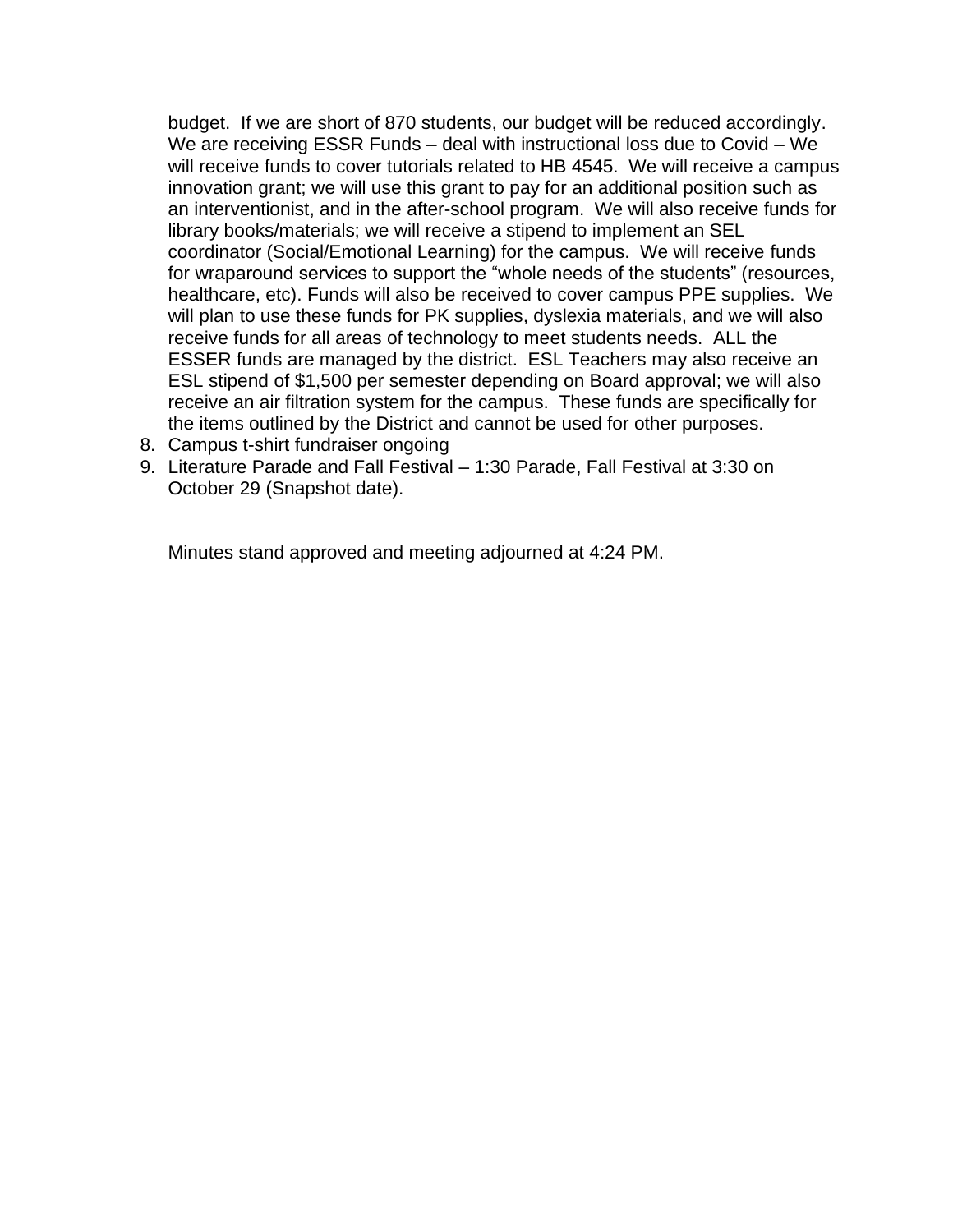budget. If we are short of 870 students, our budget will be reduced accordingly. We are receiving ESSR Funds – deal with instructional loss due to Covid – We will receive funds to cover tutorials related to HB 4545. We will receive a campus innovation grant; we will use this grant to pay for an additional position such as an interventionist, and in the after-school program. We will also receive funds for library books/materials; we will receive a stipend to implement an SEL coordinator (Social/Emotional Learning) for the campus. We will receive funds for wraparound services to support the "whole needs of the students" (resources, healthcare, etc). Funds will also be received to cover campus PPE supplies. We will plan to use these funds for PK supplies, dyslexia materials, and we will also receive funds for all areas of technology to meet students needs. ALL the ESSER funds are managed by the district. ESL Teachers may also receive an ESL stipend of $1,500 per semester depending on Board approval; we will also receive an air filtration system for the campus. These funds are specifically for the items outlined by the District and cannot be used for other purposes.

8. Campus t-shirt fundraiser ongoing
9. Literature Parade and Fall Festival – 1:30 Parade, Fall Festival at 3:30 on October 29 (Snapshot date).

Minutes stand approved and meeting adjourned at 4:24 PM.